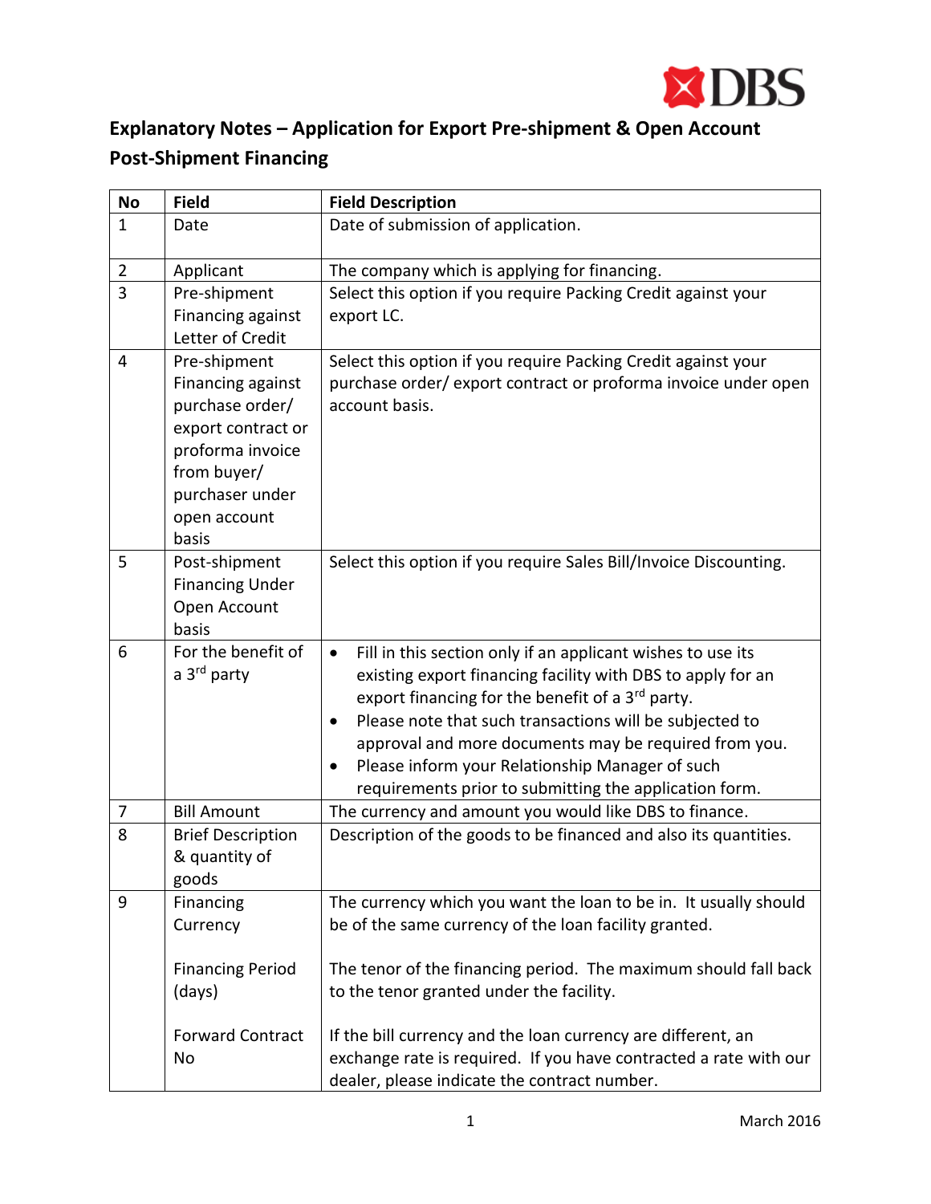# Explanatory Notes – Application for Export Pre-shipment & Open Account Post-Shipment Financing

| No | Field | Field Description |
|---|---|---|
| 1 | Date | Date of submission of application. |
| 2 | Applicant | The company which is applying for financing. |
| 3 | Pre-shipment Financing against Letter of Credit | Select this option if you require Packing Credit against your export LC. |
| 4 | Pre-shipment Financing against purchase order/ export contract or proforma invoice from buyer/ purchaser under open account basis | Select this option if you require Packing Credit against your purchase order/ export contract or proforma invoice under open account basis. |
| 5 | Post-shipment Financing Under Open Account basis | Select this option if you require Sales Bill/Invoice Discounting. |
| 6 | For the benefit of a 3rd party | • Fill in this section only if an applicant wishes to use its existing export financing facility with DBS to apply for an export financing for the benefit of a 3rd party.<br>• Please note that such transactions will be subjected to approval and more documents may be required from you.<br>• Please inform your Relationship Manager of such requirements prior to submitting the application form. |
| 7 | Bill Amount | The currency and amount you would like DBS to finance. |
| 8 | Brief Description & quantity of goods | Description of the goods to be financed and also its quantities. |
| 9 | Financing Currency<br><br>Financing Period (days)<br><br>Forward Contract No | The currency which you want the loan to be in. It usually should be of the same currency of the loan facility granted.<br><br>The tenor of the financing period. The maximum should fall back to the tenor granted under the facility.<br><br>If the bill currency and the loan currency are different, an exchange rate is required. If you have contracted a rate with our dealer, please indicate the contract number. |

March 2016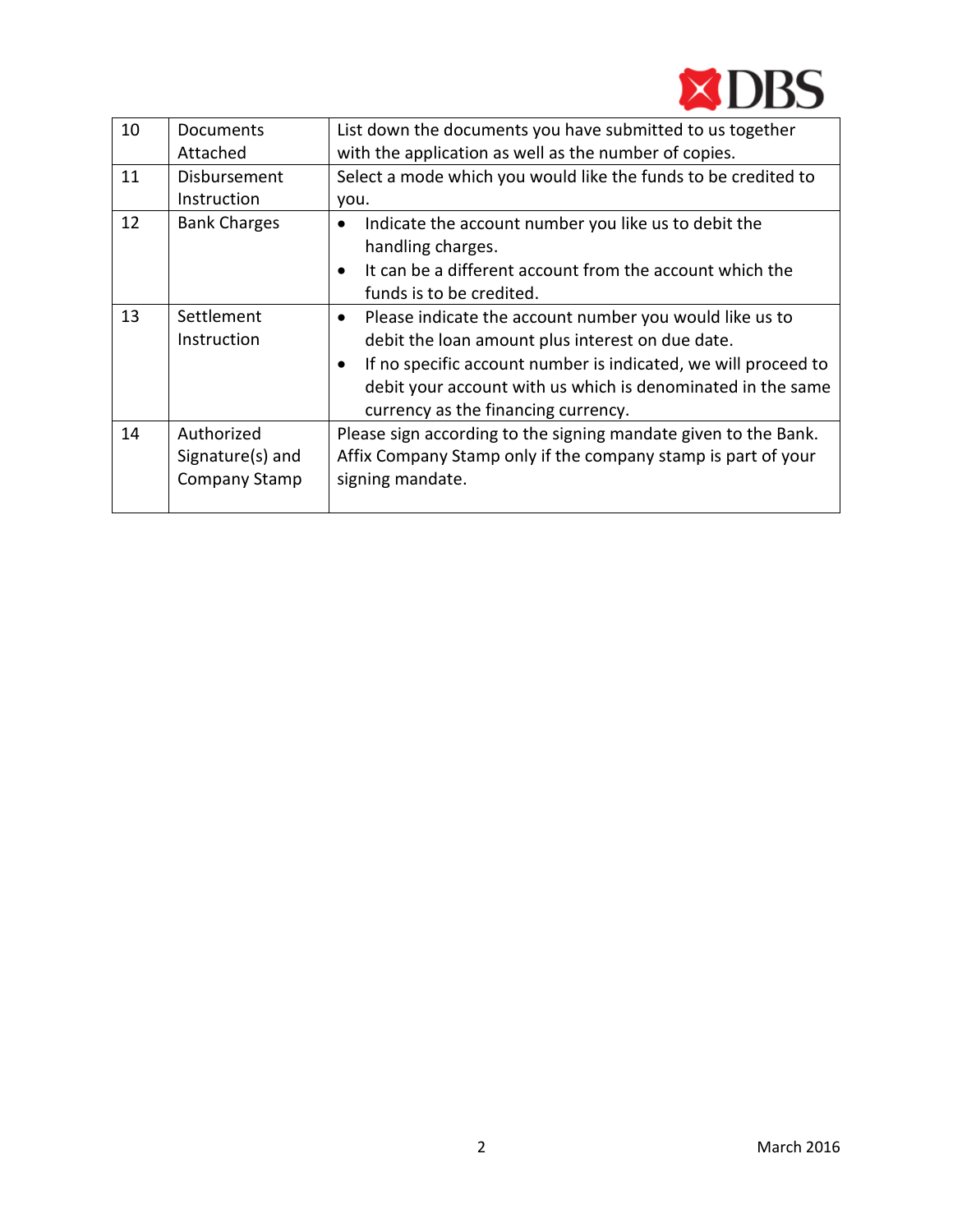| | | |
|---|---|---|
| 10 | Documents Attached | List down the documents you have submitted to us together with the application as well as the number of copies. |
| 11 | Disbursement Instruction | Select a mode which you would like the funds to be credited to you. |
| 12 | Bank Charges | • Indicate the account number you like us to debit the handling charges.<br>• It can be a different account from the account which the funds is to be credited. |
| 13 | Settlement Instruction | • Please indicate the account number you would like us to debit the loan amount plus interest on due date.<br>• If no specific account number is indicated, we will proceed to debit your account with us which is denominated in the same currency as the financing currency. |
| 14 | Authorized Signature(s) and Company Stamp | Please sign according to the signing mandate given to the Bank. Affix Company Stamp only if the company stamp is part of your signing mandate. |

March 2016